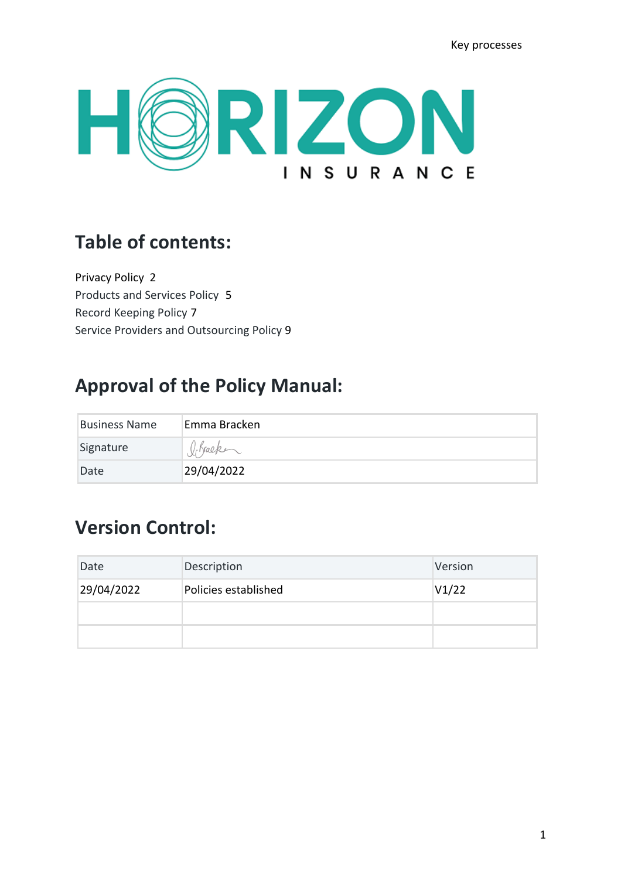HORIZON INSURANCE

## Table of contents:

Privacy Policy 2
Products and Services Policy 5
Record Keeping Policy 7
Service Providers and Outsourcing Policy 9

## Approval of the Policy Manual:

| Business Name | Emma Bracken |
|---|---|
| Signature | E.Bracken |
| Date | 29/04/2022 |

## Version Control:

| Date | Description | Version |
|---|---|---|
| 29/04/2022 | Policies established | V1/22 |
| | | |
| | | |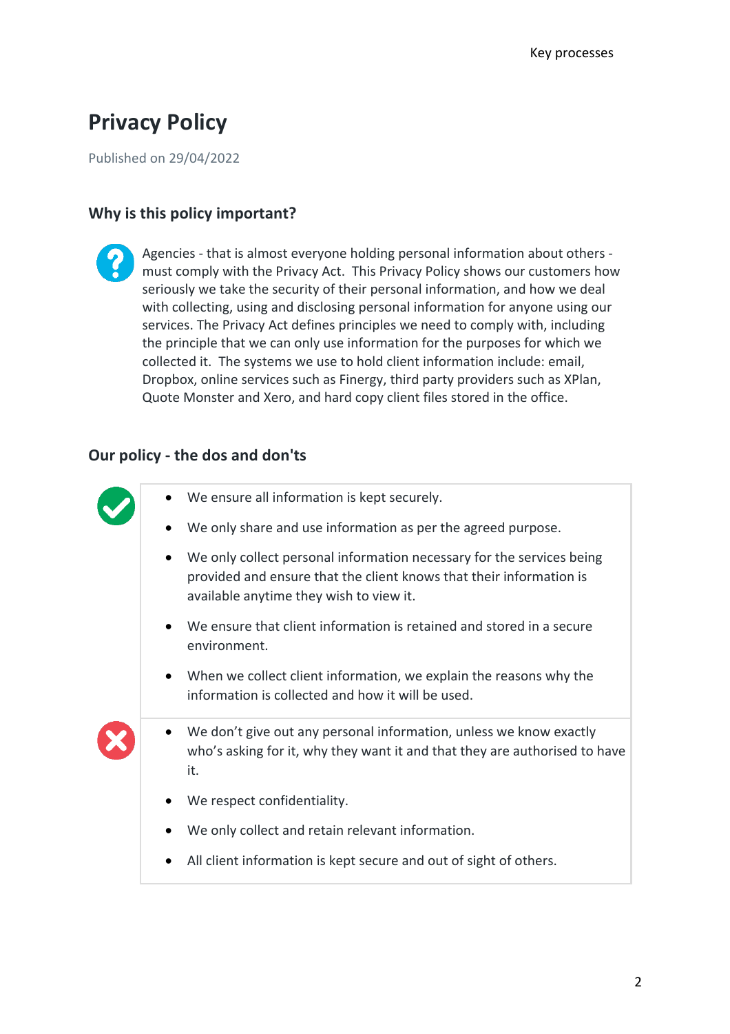# Privacy Policy

Published on 29/04/2022

## Why is this policy important?

Agencies - that is almost everyone holding personal information about others - must comply with the Privacy Act. This Privacy Policy shows our customers how seriously we take the security of their personal information, and how we deal with collecting, using and disclosing personal information for anyone using our services. The Privacy Act defines principles we need to comply with, including the principle that we can only use information for the purposes for which we collected it. The systems we use to hold client information include: email, Dropbox, online services such as Finergy, third party providers such as XPlan, Quote Monster and Xero, and hard copy client files stored in the office.

## Our policy - the dos and don'ts

- We ensure all information is kept securely.
- We only share and use information as per the agreed purpose.
- We only collect personal information necessary for the services being provided and ensure that the client knows that their information is available anytime they wish to view it.
- We ensure that client information is retained and stored in a secure environment.
- When we collect client information, we explain the reasons why the information is collected and how it will be used.

- We don't give out any personal information, unless we know exactly who's asking for it, why they want it and that they are authorised to have it.
- We respect confidentiality.
- We only collect and retain relevant information.
- All client information is kept secure and out of sight of others.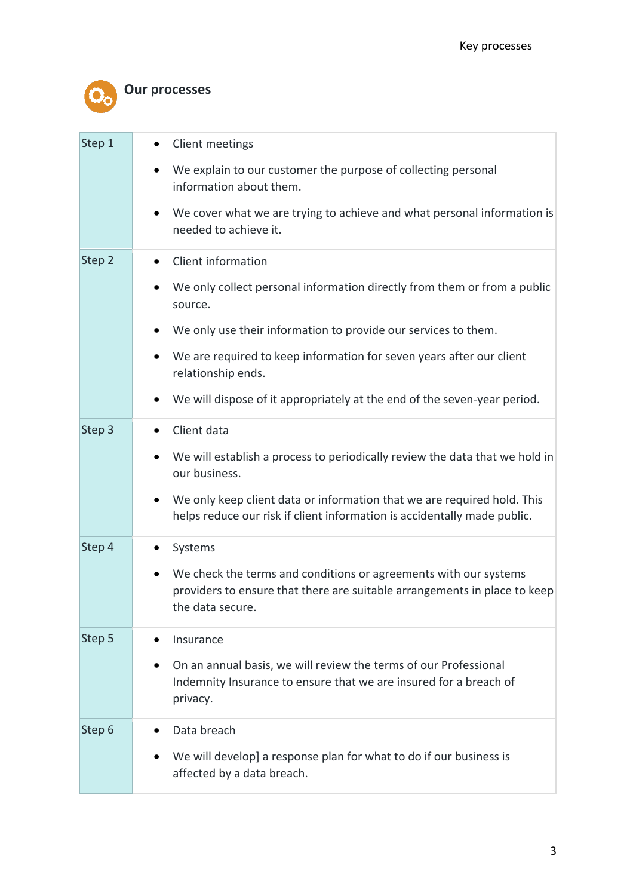## Our processes

| | |
|---|---|
| Step 1 | • Client meetings<br>• We explain to our customer the purpose of collecting personal information about them.<br>• We cover what we are trying to achieve and what personal information is needed to achieve it. |
| Step 2 | • Client information<br>• We only collect personal information directly from them or from a public source.<br>• We only use their information to provide our services to them.<br>• We are required to keep information for seven years after our client relationship ends.<br>• We will dispose of it appropriately at the end of the seven-year period. |
| Step 3 | • Client data<br>• We will establish a process to periodically review the data that we hold in our business.<br>• We only keep client data or information that we are required hold. This helps reduce our risk if client information is accidentally made public. |
| Step 4 | • Systems<br>• We check the terms and conditions or agreements with our systems providers to ensure that there are suitable arrangements in place to keep the data secure. |
| Step 5 | • Insurance<br>• On an annual basis, we will review the terms of our Professional Indemnity Insurance to ensure that we are insured for a breach of privacy. |
| Step 6 | • Data breach<br>• We will develop] a response plan for what to do if our business is affected by a data breach. |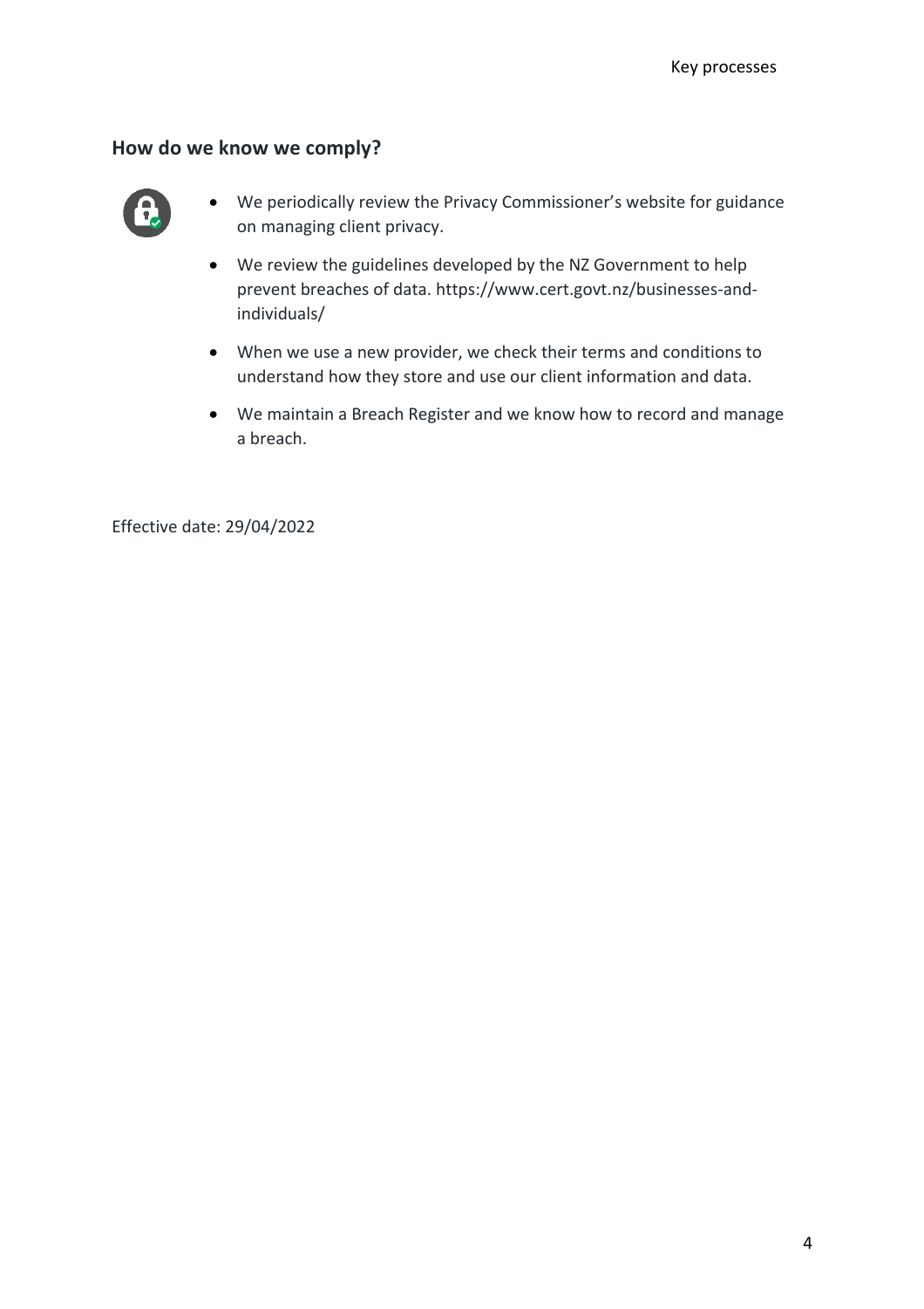## How do we know we comply?

- We periodically review the Privacy Commissioner's website for guidance on managing client privacy.
- We review the guidelines developed by the NZ Government to help prevent breaches of data. https://www.cert.govt.nz/businesses-and-individuals/
- When we use a new provider, we check their terms and conditions to understand how they store and use our client information and data.
- We maintain a Breach Register and we know how to record and manage a breach.

Effective date: 29/04/2022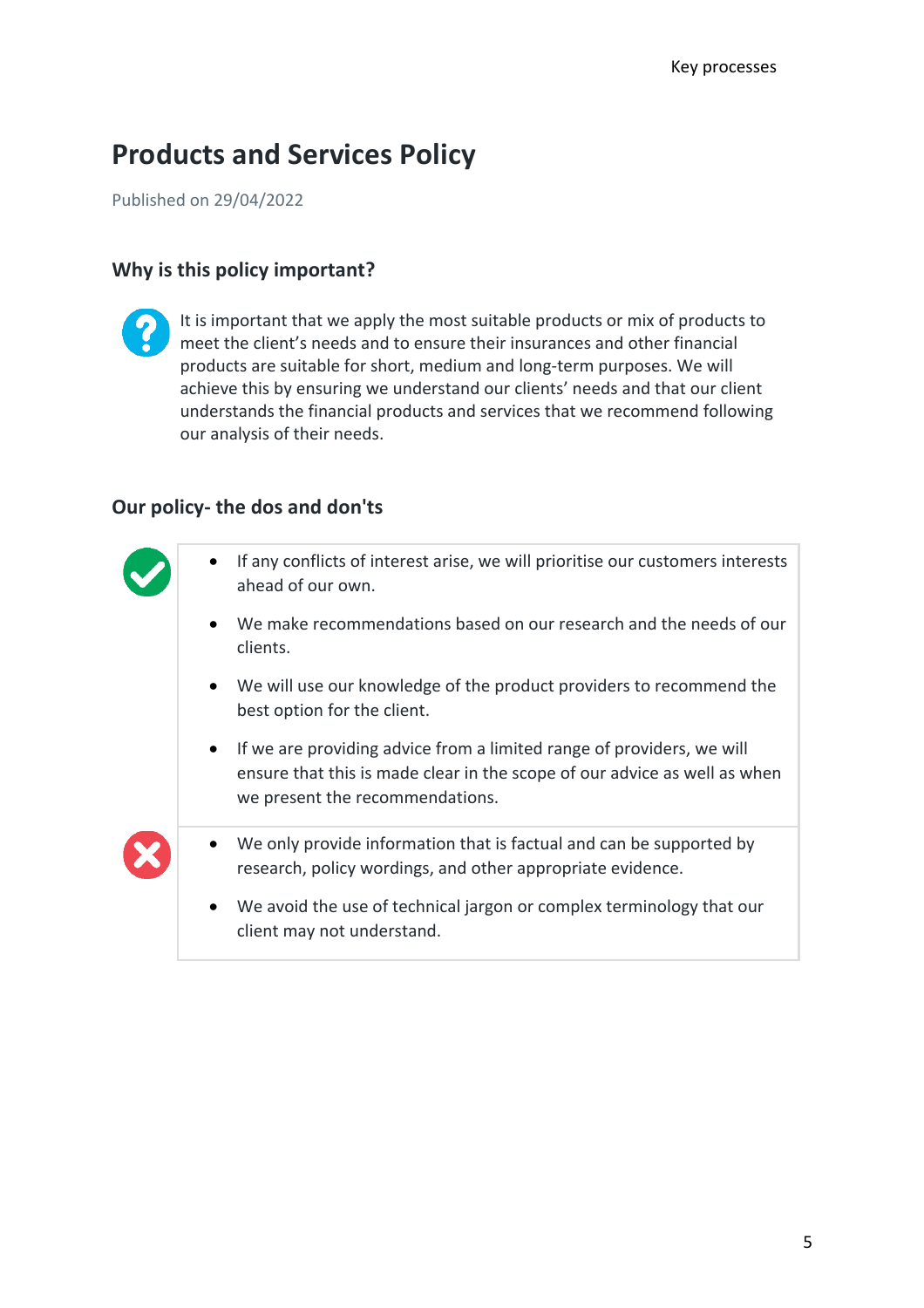# Products and Services Policy

Published on 29/04/2022

## Why is this policy important?

It is important that we apply the most suitable products or mix of products to meet the client's needs and to ensure their insurances and other financial products are suitable for short, medium and long-term purposes. We will achieve this by ensuring we understand our clients' needs and that our client understands the financial products and services that we recommend following our analysis of their needs.

## Our policy- the dos and don'ts

**Dos:**

- If any conflicts of interest arise, we will prioritise our customers interests ahead of our own.
- We make recommendations based on our research and the needs of our clients.
- We will use our knowledge of the product providers to recommend the best option for the client.
- If we are providing advice from a limited range of providers, we will ensure that this is made clear in the scope of our advice as well as when we present the recommendations.

**Don'ts:**

- We only provide information that is factual and can be supported by research, policy wordings, and other appropriate evidence.
- We avoid the use of technical jargon or complex terminology that our client may not understand.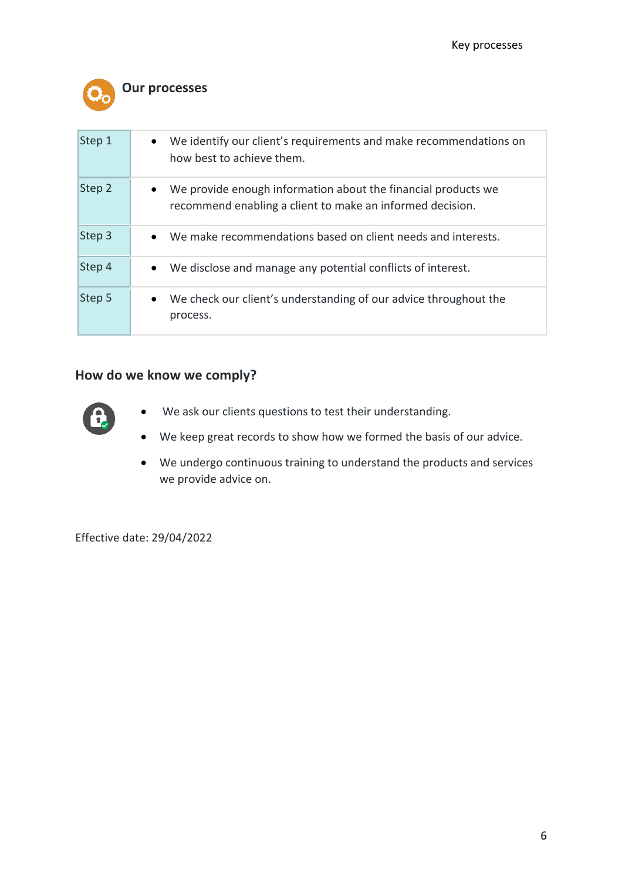## Our processes

| Step | Description |
|---|---|
| Step 1 | • We identify our client's requirements and make recommendations on how best to achieve them. |
| Step 2 | • We provide enough information about the financial products we recommend enabling a client to make an informed decision. |
| Step 3 | • We make recommendations based on client needs and interests. |
| Step 4 | • We disclose and manage any potential conflicts of interest. |
| Step 5 | • We check our client's understanding of our advice throughout the process. |

## How do we know we comply?

- We ask our clients questions to test their understanding.
- We keep great records to show how we formed the basis of our advice.
- We undergo continuous training to understand the products and services we provide advice on.

Effective date: 29/04/2022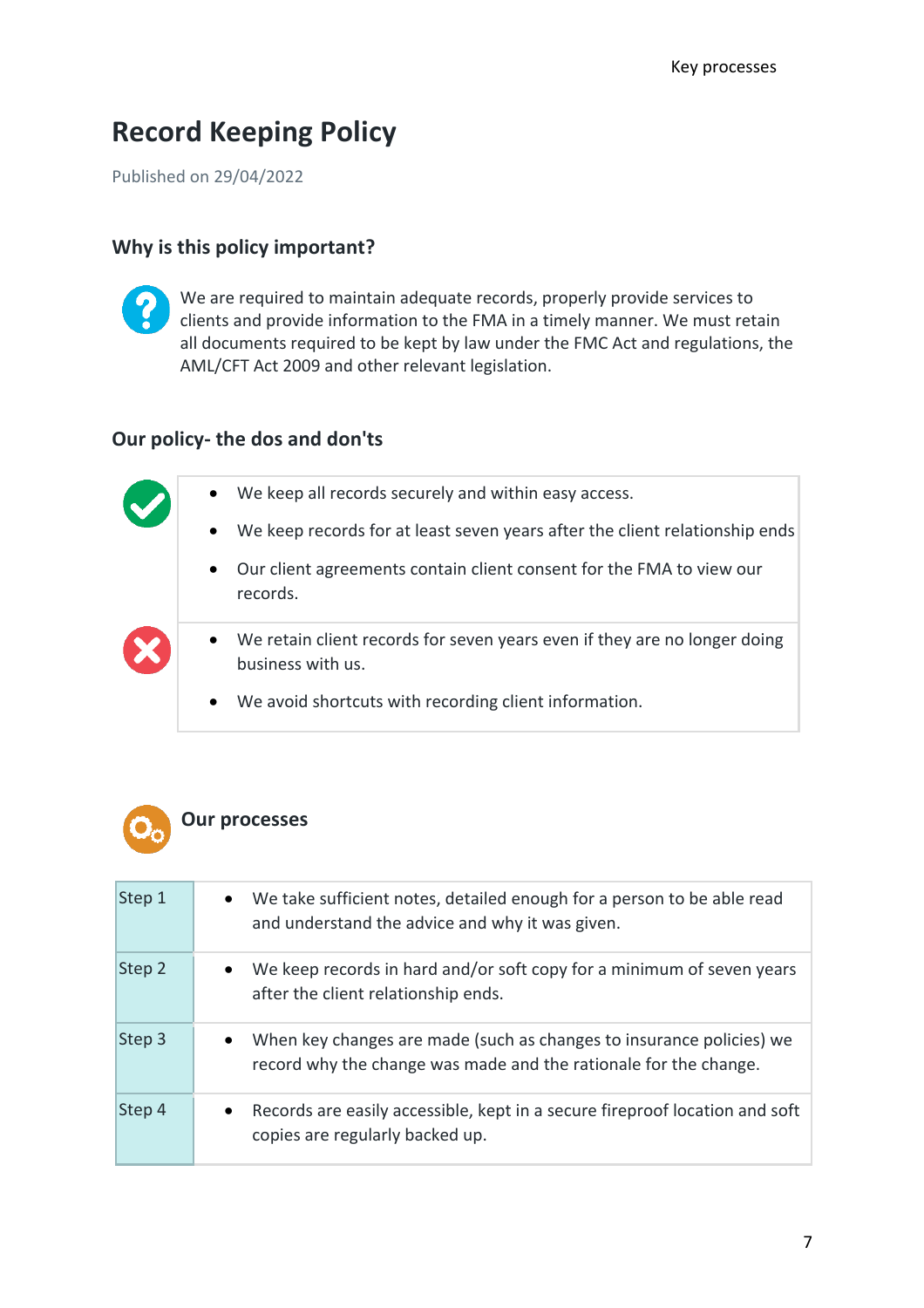# Record Keeping Policy

Published on 29/04/2022

## Why is this policy important?

We are required to maintain adequate records, properly provide services to clients and provide information to the FMA in a timely manner. We must retain all documents required to be kept by law under the FMC Act and regulations, the AML/CFT Act 2009 and other relevant legislation.

## Our policy- the dos and don'ts

- We keep all records securely and within easy access.
- We keep records for at least seven years after the client relationship ends
- Our client agreements contain client consent for the FMA to view our records.

- We retain client records for seven years even if they are no longer doing business with us.
- We avoid shortcuts with recording client information.

## Our processes

| Step | Process |
|---|---|
| Step 1 | • We take sufficient notes, detailed enough for a person to be able read and understand the advice and why it was given. |
| Step 2 | • We keep records in hard and/or soft copy for a minimum of seven years after the client relationship ends. |
| Step 3 | • When key changes are made (such as changes to insurance policies) we record why the change was made and the rationale for the change. |
| Step 4 | • Records are easily accessible, kept in a secure fireproof location and soft copies are regularly backed up. |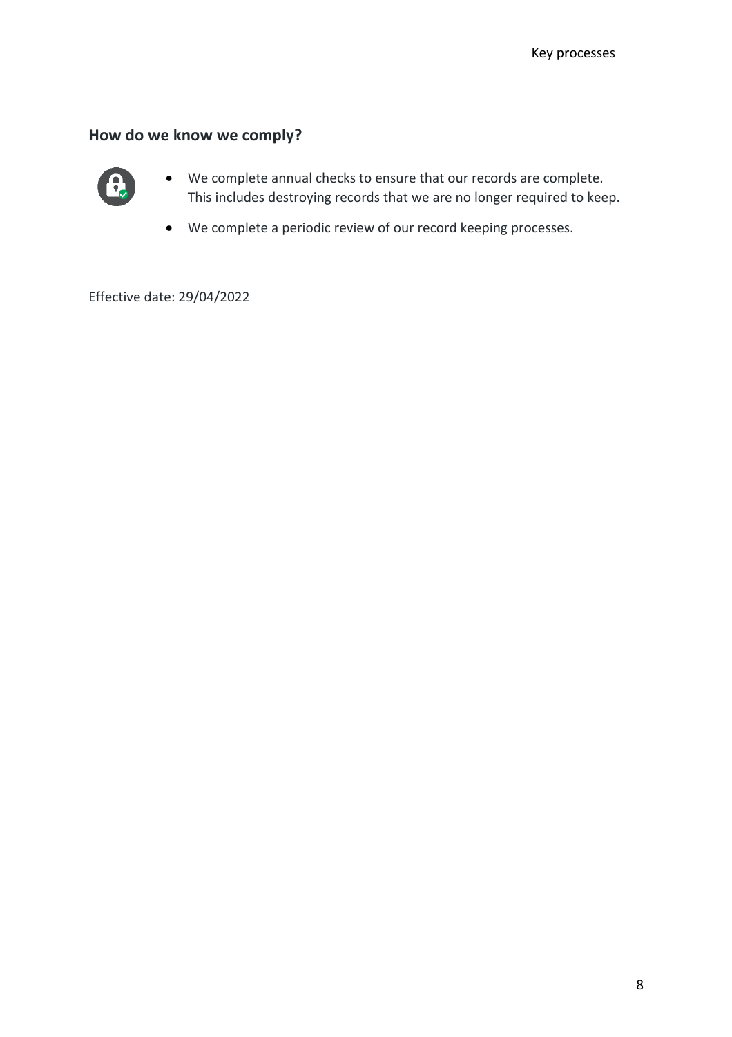## How do we know we comply?

- We complete annual checks to ensure that our records are complete. This includes destroying records that we are no longer required to keep.
- We complete a periodic review of our record keeping processes.

Effective date: 29/04/2022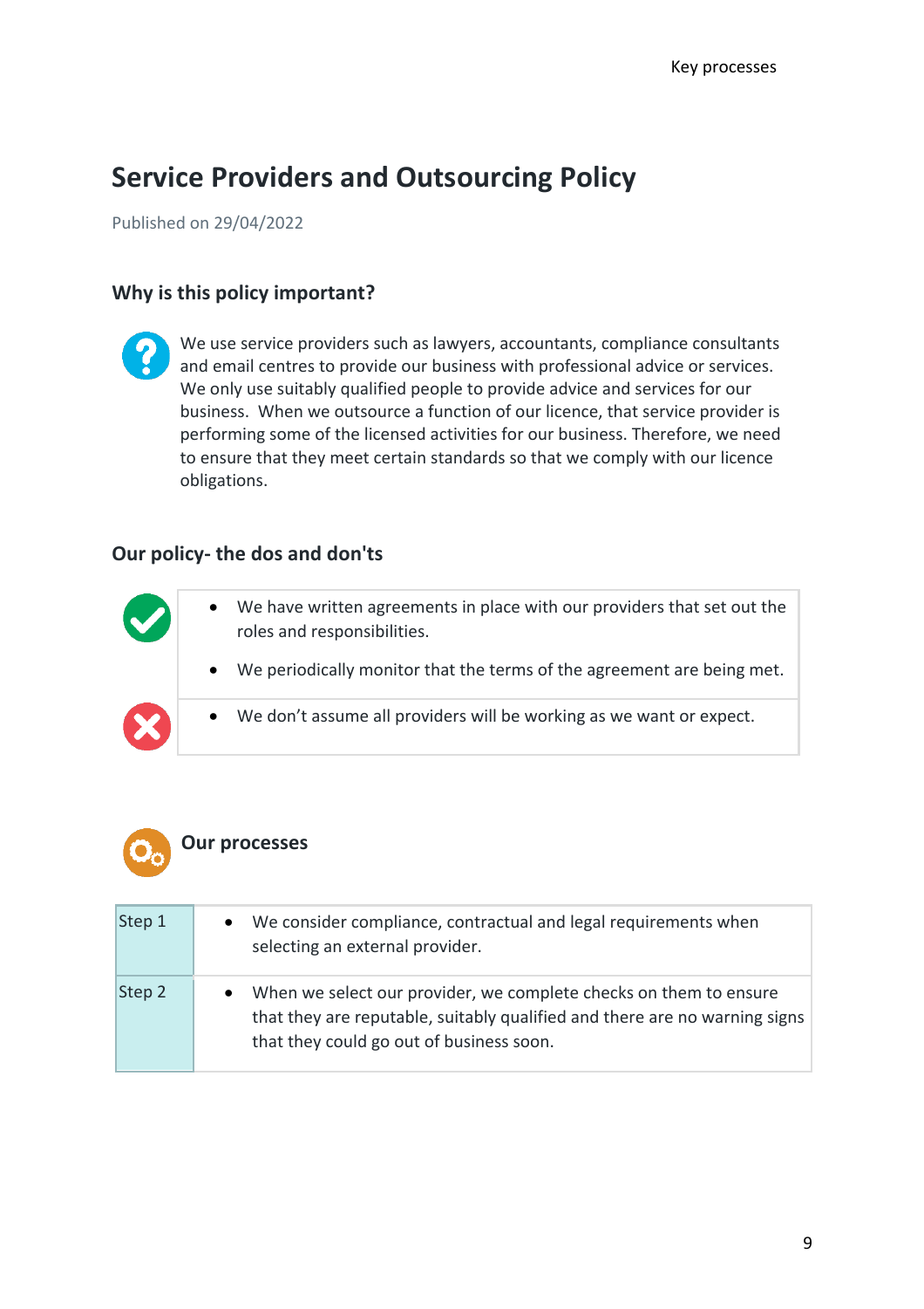# Service Providers and Outsourcing Policy

Published on 29/04/2022

### Why is this policy important?

We use service providers such as lawyers, accountants, compliance consultants and email centres to provide our business with professional advice or services. We only use suitably qualified people to provide advice and services for our business. When we outsource a function of our licence, that service provider is performing some of the licensed activities for our business. Therefore, we need to ensure that they meet certain standards so that we comply with our licence obligations.

### Our policy- the dos and don'ts

- We have written agreements in place with our providers that set out the roles and responsibilities.
- We periodically monitor that the terms of the agreement are being met.

- We don't assume all providers will be working as we want or expect.

### Our processes

| Step | Process |
|---|---|
| Step 1 | • We consider compliance, contractual and legal requirements when selecting an external provider. |
| Step 2 | • When we select our provider, we complete checks on them to ensure that they are reputable, suitably qualified and there are no warning signs that they could go out of business soon. |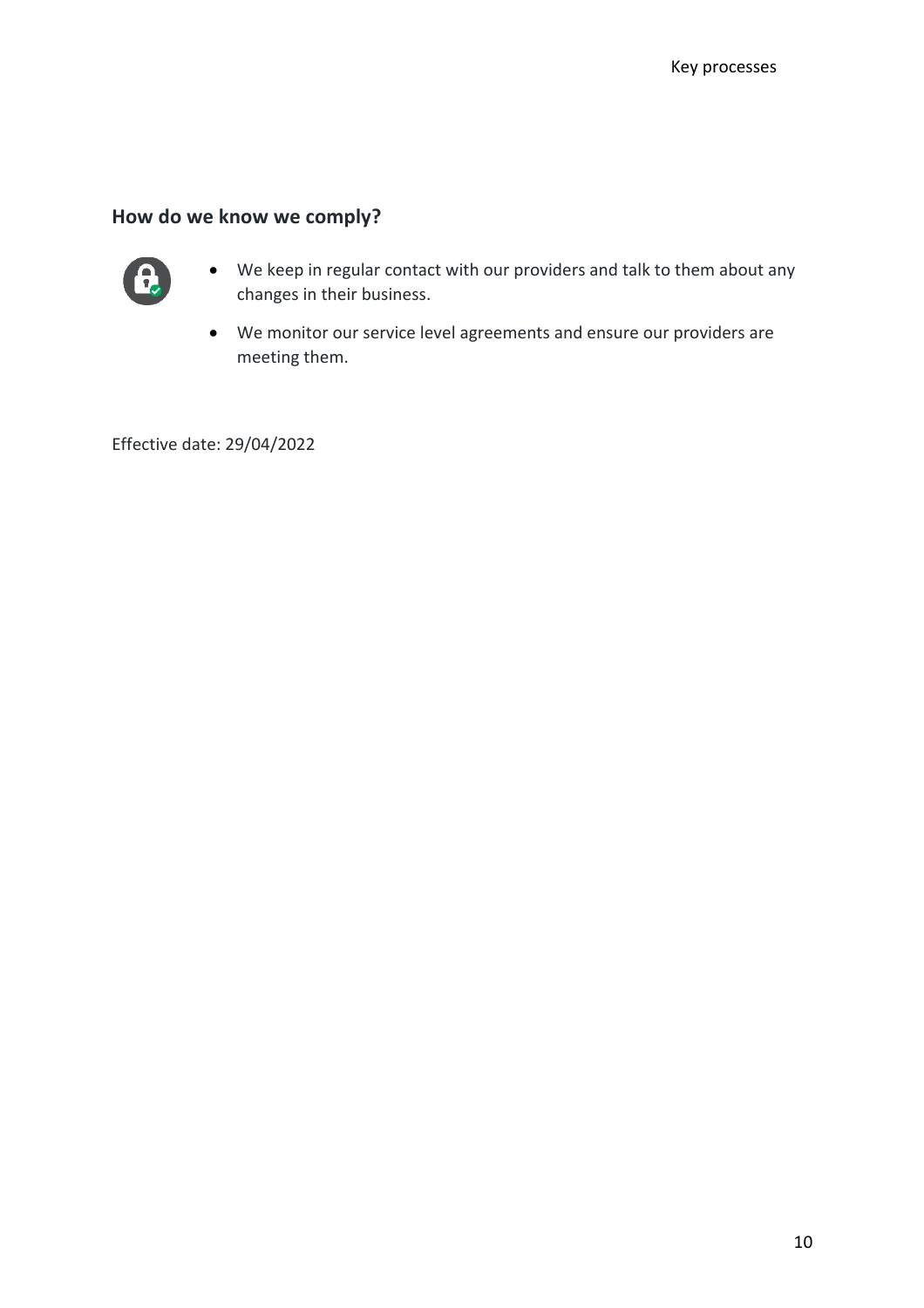## How do we know we comply?

- We keep in regular contact with our providers and talk to them about any changes in their business.
- We monitor our service level agreements and ensure our providers are meeting them.

Effective date: 29/04/2022